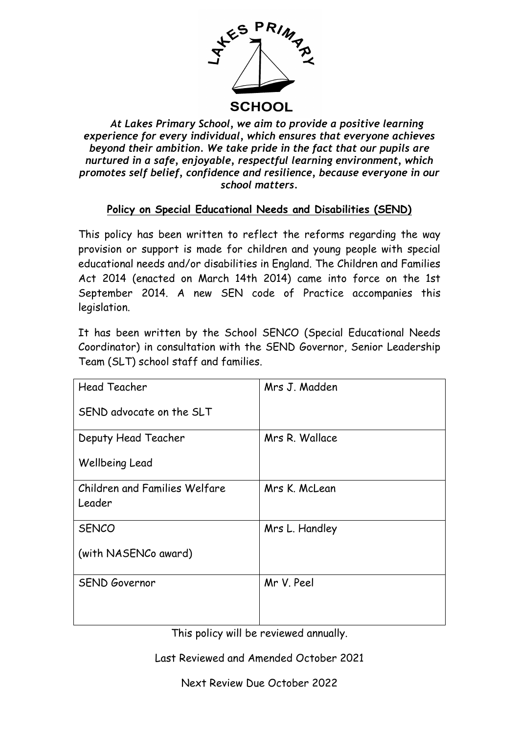**LAKES PRIMARY SCHOOL**

*At Lakes Primary School, we aim to provide a positive learning experience for every individual, which ensures that everyone achieves beyond their ambition. We take pride in the fact that our pupils are nurtured in a safe, enjoyable, respectful learning environment, which promotes self belief, confidence and resilience, because everyone in our school matters.*

## Policy on Special Educational Needs and Disabilities (SEND)

This policy has been written to reflect the reforms regarding the way provision or support is made for children and young people with special educational needs and/or disabilities in England. The Children and Families Act 2014 (enacted on March 14th 2014) came into force on the 1st September 2014. A new SEN code of Practice accompanies this legislation.

It has been written by the School SENCO (Special Educational Needs Coordinator) in consultation with the SEND Governor, Senior Leadership Team (SLT) school staff and families.

| Role | Name |
| --- | --- |
| Head Teacher<br><br>SEND advocate on the SLT | Mrs J. Madden |
| Deputy Head Teacher<br><br>Wellbeing Lead | Mrs R. Wallace |
| Children and Families Welfare Leader | Mrs K. McLean |
| SENCO<br><br>(with NASENCo award) | Mrs L. Handley |
| SEND Governor | Mr V. Peel |

This policy will be reviewed annually.

Last Reviewed and Amended October 2021

Next Review Due October 2022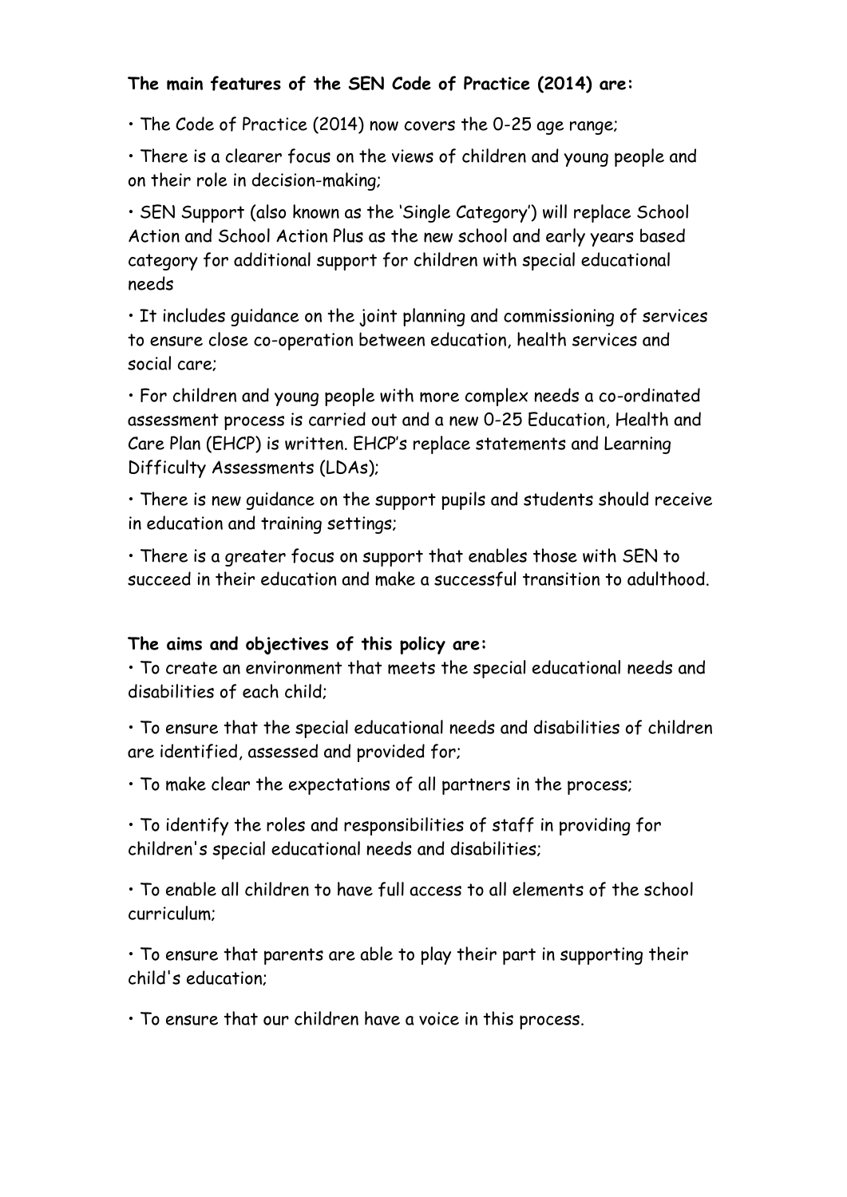**The main features of the SEN Code of Practice (2014) are:**

- The Code of Practice (2014) now covers the 0-25 age range;
- There is a clearer focus on the views of children and young people and on their role in decision-making;
- SEN Support (also known as the 'Single Category') will replace School Action and School Action Plus as the new school and early years based category for additional support for children with special educational needs
- It includes guidance on the joint planning and commissioning of services to ensure close co-operation between education, health services and social care;
- For children and young people with more complex needs a co-ordinated assessment process is carried out and a new 0-25 Education, Health and Care Plan (EHCP) is written. EHCP's replace statements and Learning Difficulty Assessments (LDAs);
- There is new guidance on the support pupils and students should receive in education and training settings;
- There is a greater focus on support that enables those with SEN to succeed in their education and make a successful transition to adulthood.

**The aims and objectives of this policy are:**

- To create an environment that meets the special educational needs and disabilities of each child;
- To ensure that the special educational needs and disabilities of children are identified, assessed and provided for;
- To make clear the expectations of all partners in the process;
- To identify the roles and responsibilities of staff in providing for children's special educational needs and disabilities;
- To enable all children to have full access to all elements of the school curriculum;
- To ensure that parents are able to play their part in supporting their child's education;
- To ensure that our children have a voice in this process.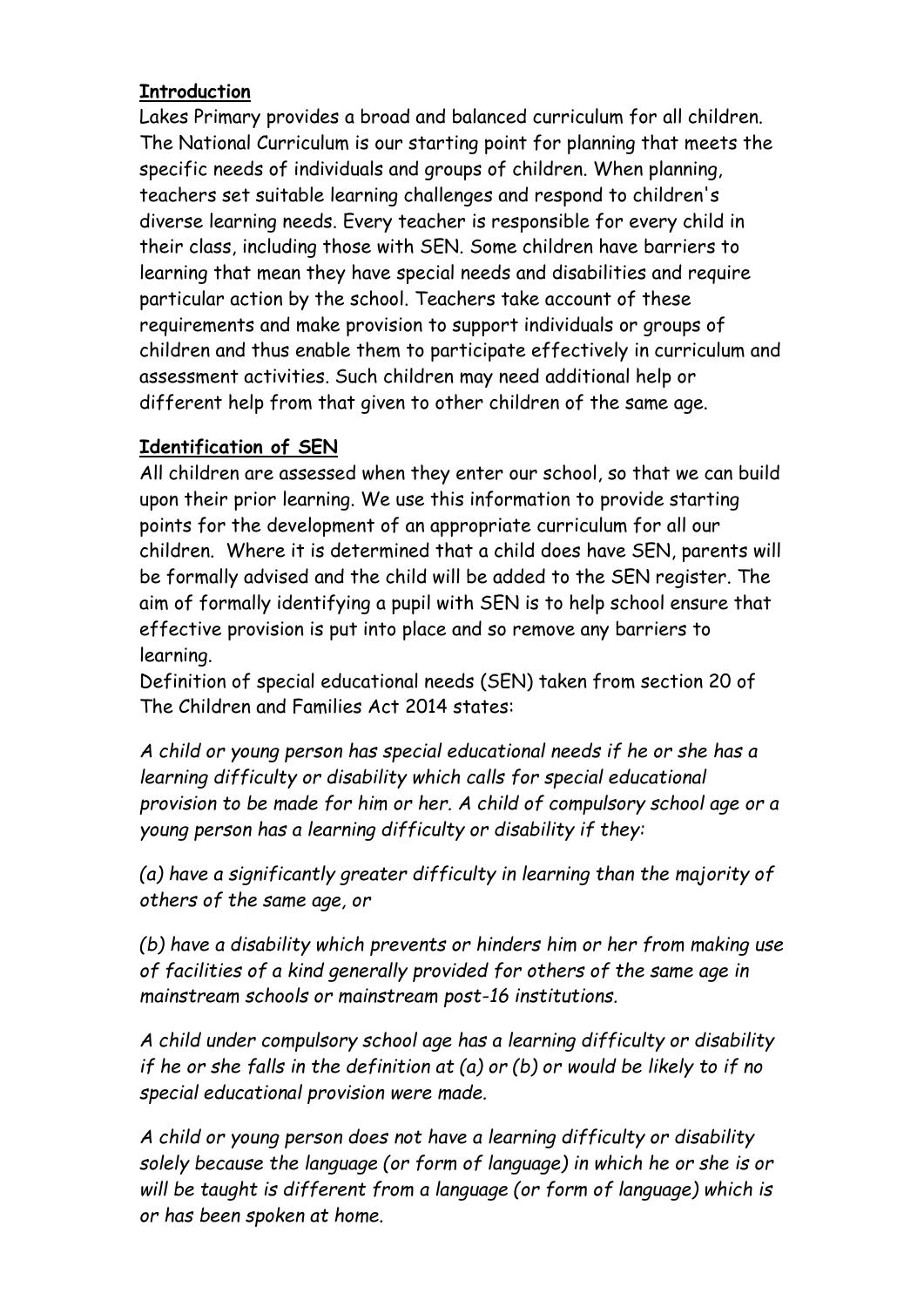## **Introduction**

Lakes Primary provides a broad and balanced curriculum for all children. The National Curriculum is our starting point for planning that meets the specific needs of individuals and groups of children. When planning, teachers set suitable learning challenges and respond to children's diverse learning needs. Every teacher is responsible for every child in their class, including those with SEN. Some children have barriers to learning that mean they have special needs and disabilities and require particular action by the school. Teachers take account of these requirements and make provision to support individuals or groups of children and thus enable them to participate effectively in curriculum and assessment activities. Such children may need additional help or different help from that given to other children of the same age.

## **Identification of SEN**

All children are assessed when they enter our school, so that we can build upon their prior learning. We use this information to provide starting points for the development of an appropriate curriculum for all our children. Where it is determined that a child does have SEN, parents will be formally advised and the child will be added to the SEN register. The aim of formally identifying a pupil with SEN is to help school ensure that effective provision is put into place and so remove any barriers to learning.

Definition of special educational needs (SEN) taken from section 20 of The Children and Families Act 2014 states:

*A child or young person has special educational needs if he or she has a learning difficulty or disability which calls for special educational provision to be made for him or her. A child of compulsory school age or a young person has a learning difficulty or disability if they:*

*(a) have a significantly greater difficulty in learning than the majority of others of the same age, or*

*(b) have a disability which prevents or hinders him or her from making use of facilities of a kind generally provided for others of the same age in mainstream schools or mainstream post-16 institutions.*

*A child under compulsory school age has a learning difficulty or disability if he or she falls in the definition at (a) or (b) or would be likely to if no special educational provision were made.*

*A child or young person does not have a learning difficulty or disability solely because the language (or form of language) in which he or she is or will be taught is different from a language (or form of language) which is or has been spoken at home.*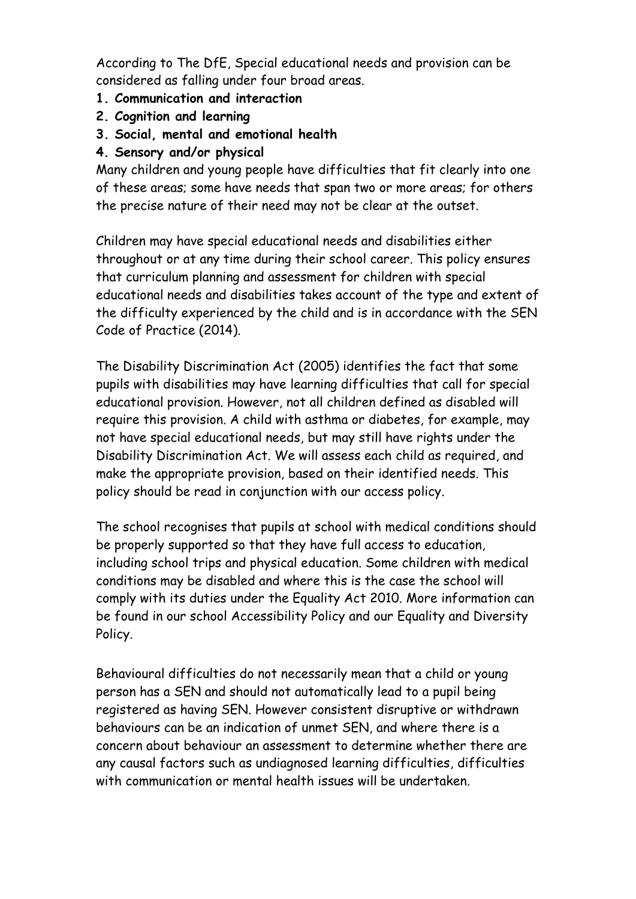According to The DfE, Special educational needs and provision can be considered as falling under four broad areas.

1. **Communication and interaction**
2. **Cognition and learning**
3. **Social, mental and emotional health**
4. **Sensory and/or physical**

Many children and young people have difficulties that fit clearly into one of these areas; some have needs that span two or more areas; for others the precise nature of their need may not be clear at the outset.

Children may have special educational needs and disabilities either throughout or at any time during their school career. This policy ensures that curriculum planning and assessment for children with special educational needs and disabilities takes account of the type and extent of the difficulty experienced by the child and is in accordance with the SEN Code of Practice (2014).

The Disability Discrimination Act (2005) identifies the fact that some pupils with disabilities may have learning difficulties that call for special educational provision. However, not all children defined as disabled will require this provision. A child with asthma or diabetes, for example, may not have special educational needs, but may still have rights under the Disability Discrimination Act. We will assess each child as required, and make the appropriate provision, based on their identified needs. This policy should be read in conjunction with our access policy.

The school recognises that pupils at school with medical conditions should be properly supported so that they have full access to education, including school trips and physical education. Some children with medical conditions may be disabled and where this is the case the school will comply with its duties under the Equality Act 2010. More information can be found in our school Accessibility Policy and our Equality and Diversity Policy.

Behavioural difficulties do not necessarily mean that a child or young person has a SEN and should not automatically lead to a pupil being registered as having SEN. However consistent disruptive or withdrawn behaviours can be an indication of unmet SEN, and where there is a concern about behaviour an assessment to determine whether there are any causal factors such as undiagnosed learning difficulties, difficulties with communication or mental health issues will be undertaken.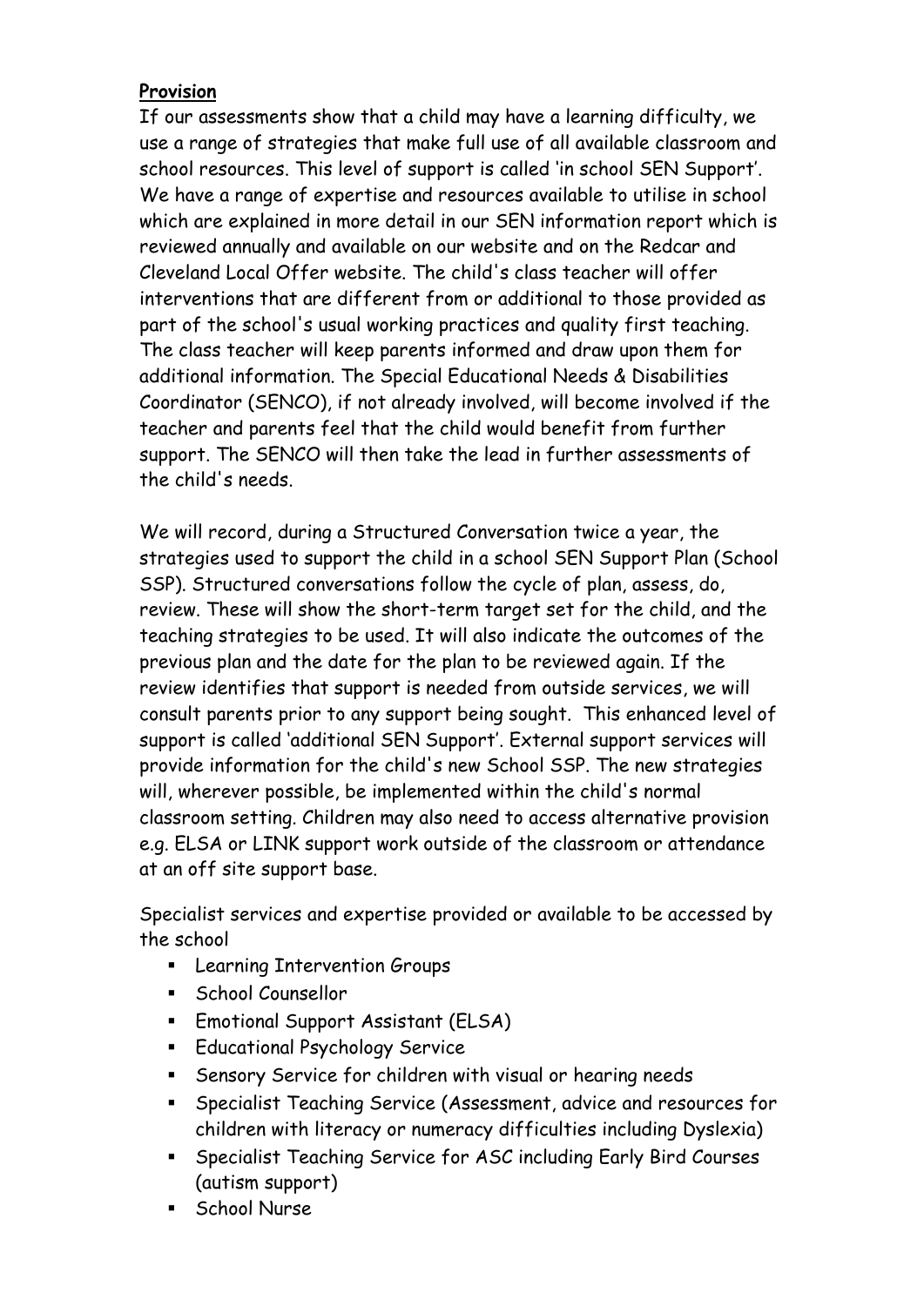**Provision**

If our assessments show that a child may have a learning difficulty, we use a range of strategies that make full use of all available classroom and school resources. This level of support is called 'in school SEN Support'. We have a range of expertise and resources available to utilise in school which are explained in more detail in our SEN information report which is reviewed annually and available on our website and on the Redcar and Cleveland Local Offer website. The child's class teacher will offer interventions that are different from or additional to those provided as part of the school's usual working practices and quality first teaching. The class teacher will keep parents informed and draw upon them for additional information. The Special Educational Needs & Disabilities Coordinator (SENCO), if not already involved, will become involved if the teacher and parents feel that the child would benefit from further support. The SENCO will then take the lead in further assessments of the child's needs.

We will record, during a Structured Conversation twice a year, the strategies used to support the child in a school SEN Support Plan (School SSP). Structured conversations follow the cycle of plan, assess, do, review. These will show the short-term target set for the child, and the teaching strategies to be used. It will also indicate the outcomes of the previous plan and the date for the plan to be reviewed again. If the review identifies that support is needed from outside services, we will consult parents prior to any support being sought. This enhanced level of support is called 'additional SEN Support'. External support services will provide information for the child's new School SSP. The new strategies will, wherever possible, be implemented within the child's normal classroom setting. Children may also need to access alternative provision e.g. ELSA or LINK support work outside of the classroom or attendance at an off site support base.

Specialist services and expertise provided or available to be accessed by the school

- Learning Intervention Groups
- School Counsellor
- Emotional Support Assistant (ELSA)
- Educational Psychology Service
- Sensory Service for children with visual or hearing needs
- Specialist Teaching Service (Assessment, advice and resources for children with literacy or numeracy difficulties including Dyslexia)
- Specialist Teaching Service for ASC including Early Bird Courses (autism support)
- School Nurse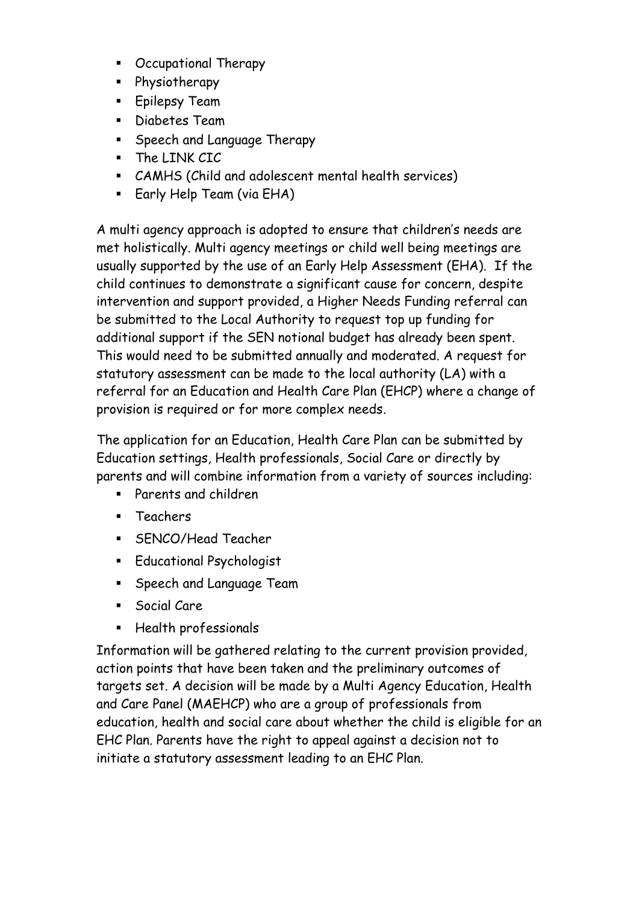- Occupational Therapy
- Physiotherapy
- Epilepsy Team
- Diabetes Team
- Speech and Language Therapy
- The LINK CIC
- CAMHS (Child and adolescent mental health services)
- Early Help Team (via EHA)

A multi agency approach is adopted to ensure that children's needs are met holistically. Multi agency meetings or child well being meetings are usually supported by the use of an Early Help Assessment (EHA). If the child continues to demonstrate a significant cause for concern, despite intervention and support provided, a Higher Needs Funding referral can be submitted to the Local Authority to request top up funding for additional support if the SEN notional budget has already been spent. This would need to be submitted annually and moderated. A request for statutory assessment can be made to the local authority (LA) with a referral for an Education and Health Care Plan (EHCP) where a change of provision is required or for more complex needs.

The application for an Education, Health Care Plan can be submitted by Education settings, Health professionals, Social Care or directly by parents and will combine information from a variety of sources including:

- Parents and children
- Teachers
- SENCO/Head Teacher
- Educational Psychologist
- Speech and Language Team
- Social Care
- Health professionals

Information will be gathered relating to the current provision provided, action points that have been taken and the preliminary outcomes of targets set. A decision will be made by a Multi Agency Education, Health and Care Panel (MAEHCP) who are a group of professionals from education, health and social care about whether the child is eligible for an EHC Plan. Parents have the right to appeal against a decision not to initiate a statutory assessment leading to an EHC Plan.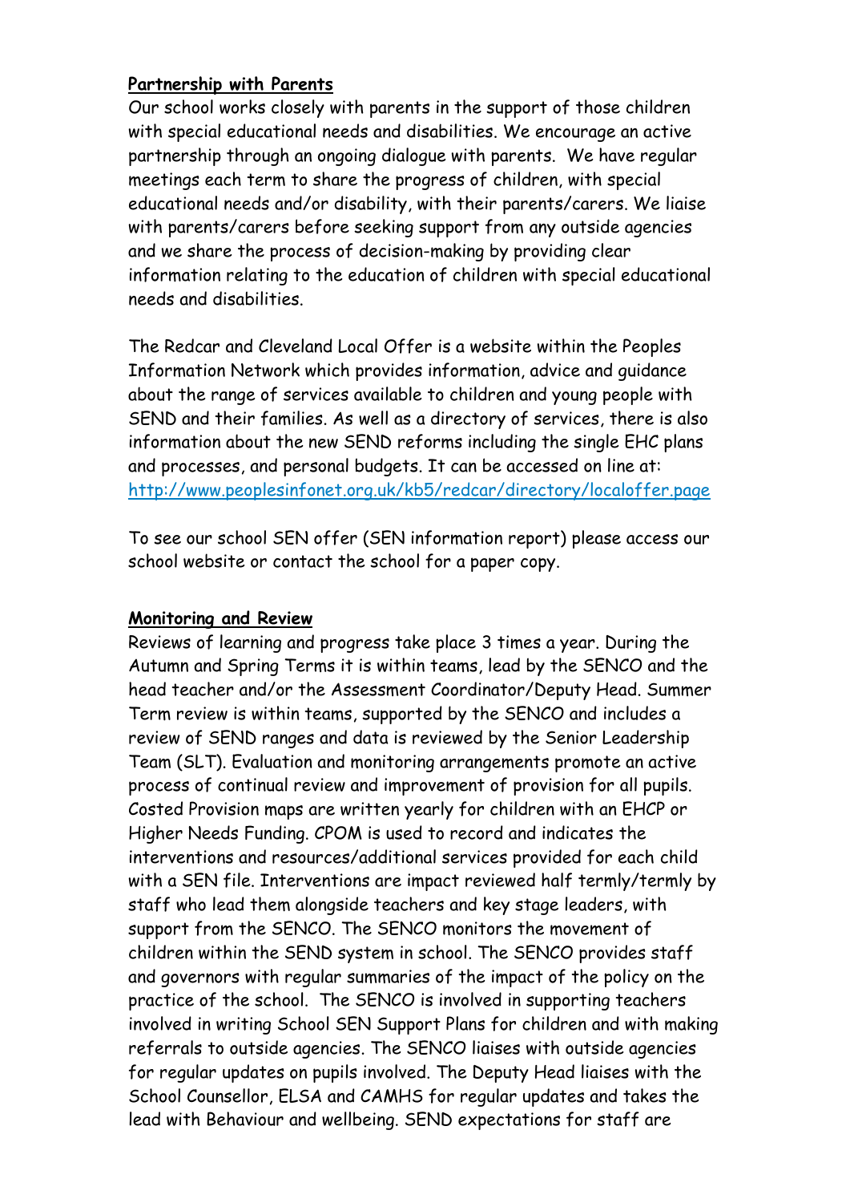**Partnership with Parents**

Our school works closely with parents in the support of those children with special educational needs and disabilities. We encourage an active partnership through an ongoing dialogue with parents. We have regular meetings each term to share the progress of children, with special educational needs and/or disability, with their parents/carers. We liaise with parents/carers before seeking support from any outside agencies and we share the process of decision-making by providing clear information relating to the education of children with special educational needs and disabilities.

The Redcar and Cleveland Local Offer is a website within the Peoples Information Network which provides information, advice and guidance about the range of services available to children and young people with SEND and their families. As well as a directory of services, there is also information about the new SEND reforms including the single EHC plans and processes, and personal budgets. It can be accessed on line at: [http://www.peoplesinfonet.org.uk/kb5/redcar/directory/localoffer.page](http://www.peoplesinfonet.org.uk/kb5/redcar/directory/localoffer.page)

To see our school SEN offer (SEN information report) please access our school website or contact the school for a paper copy.

**Monitoring and Review**

Reviews of learning and progress take place 3 times a year. During the Autumn and Spring Terms it is within teams, lead by the SENCO and the head teacher and/or the Assessment Coordinator/Deputy Head. Summer Term review is within teams, supported by the SENCO and includes a review of SEND ranges and data is reviewed by the Senior Leadership Team (SLT). Evaluation and monitoring arrangements promote an active process of continual review and improvement of provision for all pupils. Costed Provision maps are written yearly for children with an EHCP or Higher Needs Funding. CPOM is used to record and indicates the interventions and resources/additional services provided for each child with a SEN file. Interventions are impact reviewed half termly/termly by staff who lead them alongside teachers and key stage leaders, with support from the SENCO. The SENCO monitors the movement of children within the SEND system in school. The SENCO provides staff and governors with regular summaries of the impact of the policy on the practice of the school. The SENCO is involved in supporting teachers involved in writing School SEN Support Plans for children and with making referrals to outside agencies. The SENCO liaises with outside agencies for regular updates on pupils involved. The Deputy Head liaises with the School Counsellor, ELSA and CAMHS for regular updates and takes the lead with Behaviour and wellbeing. SEND expectations for staff are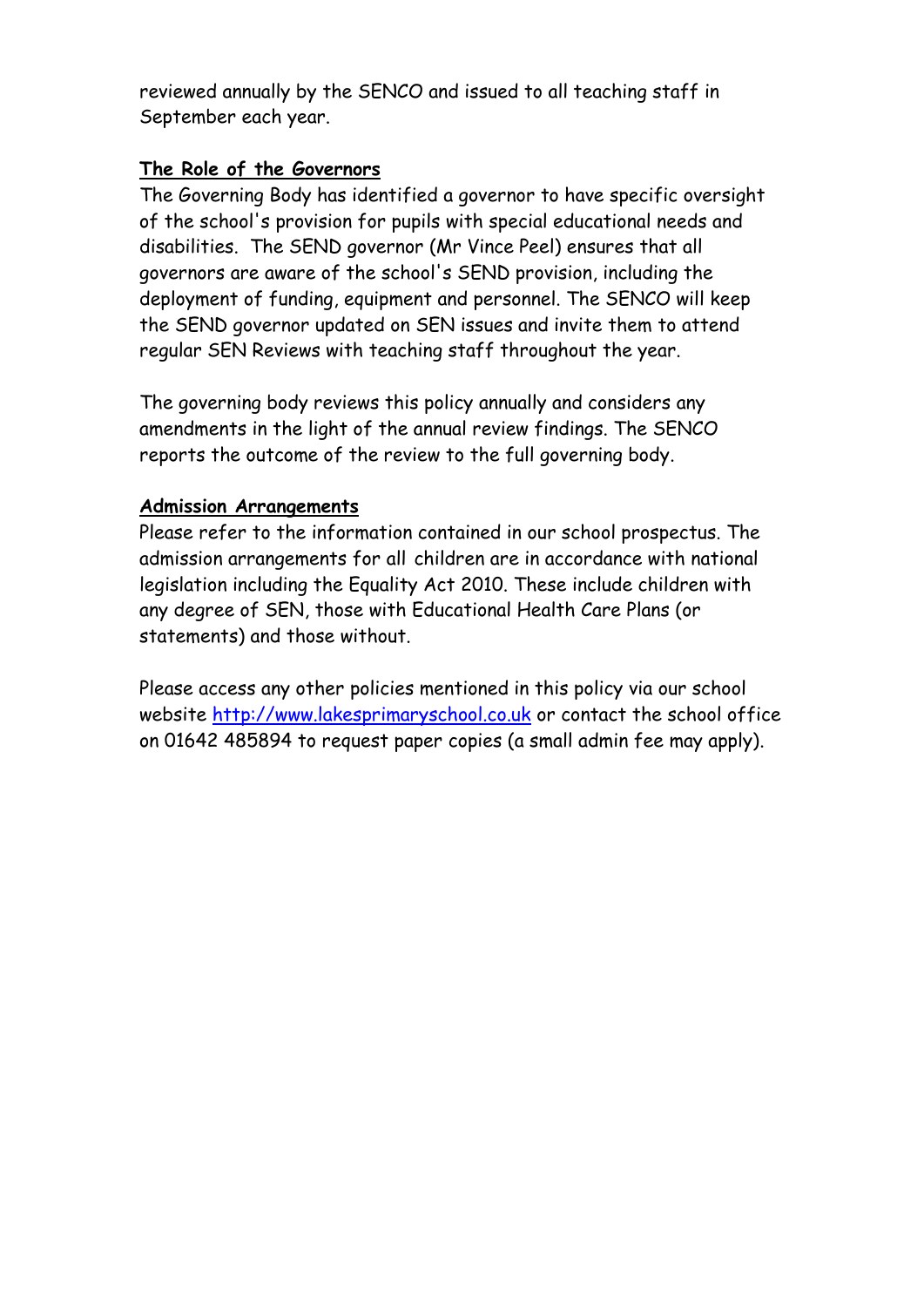reviewed annually by the SENCO and issued to all teaching staff in September each year.

## The Role of the Governors

The Governing Body has identified a governor to have specific oversight of the school's provision for pupils with special educational needs and disabilities. The SEND governor (Mr Vince Peel) ensures that all governors are aware of the school's SEND provision, including the deployment of funding, equipment and personnel. The SENCO will keep the SEND governor updated on SEN issues and invite them to attend regular SEN Reviews with teaching staff throughout the year.

The governing body reviews this policy annually and considers any amendments in the light of the annual review findings. The SENCO reports the outcome of the review to the full governing body.

## Admission Arrangements

Please refer to the information contained in our school prospectus. The admission arrangements for all children are in accordance with national legislation including the Equality Act 2010. These include children with any degree of SEN, those with Educational Health Care Plans (or statements) and those without.

Please access any other policies mentioned in this policy via our school website [http://www.lakesprimaryschool.co.uk](http://www.lakesprimaryschool.co.uk) or contact the school office on 01642 485894 to request paper copies (a small admin fee may apply).